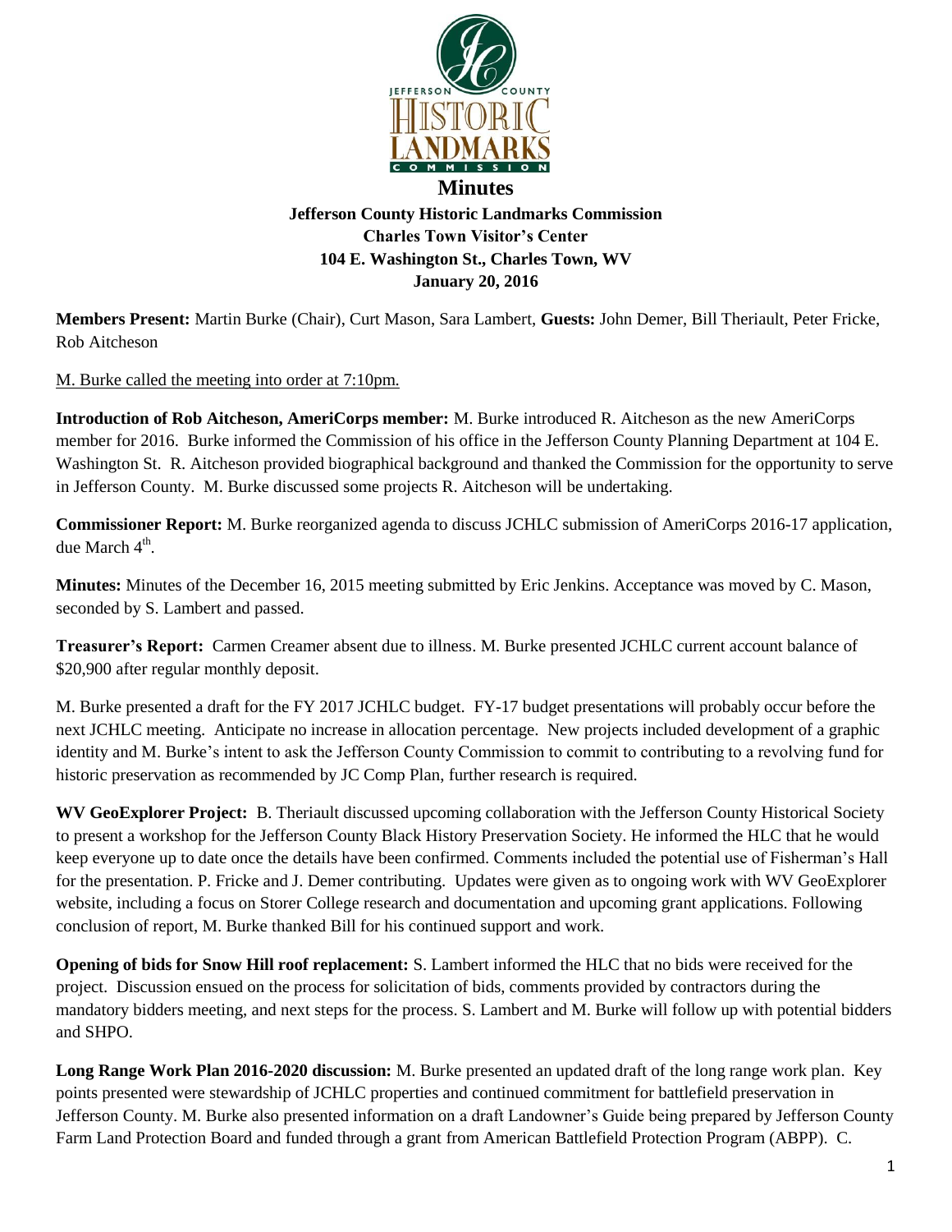# Minutes

**Jefferson County Historic Landmarks Commission**
**Charles Town Visitor's Center**
**104 E. Washington St., Charles Town, WV**
**January 20, 2016**

**Members Present:** Martin Burke (Chair), Curt Mason, Sara Lambert, **Guests:** John Demer, Bill Theriault, Peter Fricke, Rob Aitcheson

M. Burke called the meeting into order at 7:10pm.

**Introduction of Rob Aitcheson, AmeriCorps member:** M. Burke introduced R. Aitcheson as the new AmeriCorps member for 2016. Burke informed the Commission of his office in the Jefferson County Planning Department at 104 E. Washington St. R. Aitcheson provided biographical background and thanked the Commission for the opportunity to serve in Jefferson County. M. Burke discussed some projects R. Aitcheson will be undertaking.

**Commissioner Report:** M. Burke reorganized agenda to discuss JCHLC submission of AmeriCorps 2016-17 application, due March 4th.

**Minutes:** Minutes of the December 16, 2015 meeting submitted by Eric Jenkins. Acceptance was moved by C. Mason, seconded by S. Lambert and passed.

**Treasurer's Report:** Carmen Creamer absent due to illness. M. Burke presented JCHLC current account balance of $20,900 after regular monthly deposit.

M. Burke presented a draft for the FY 2017 JCHLC budget. FY-17 budget presentations will probably occur before the next JCHLC meeting. Anticipate no increase in allocation percentage. New projects included development of a graphic identity and M. Burke's intent to ask the Jefferson County Commission to commit to contributing to a revolving fund for historic preservation as recommended by JC Comp Plan, further research is required.

**WV GeoExplorer Project:** B. Theriault discussed upcoming collaboration with the Jefferson County Historical Society to present a workshop for the Jefferson County Black History Preservation Society. He informed the HLC that he would keep everyone up to date once the details have been confirmed. Comments included the potential use of Fisherman's Hall for the presentation. P. Fricke and J. Demer contributing. Updates were given as to ongoing work with WV GeoExplorer website, including a focus on Storer College research and documentation and upcoming grant applications. Following conclusion of report, M. Burke thanked Bill for his continued support and work.

**Opening of bids for Snow Hill roof replacement:** S. Lambert informed the HLC that no bids were received for the project. Discussion ensued on the process for solicitation of bids, comments provided by contractors during the mandatory bidders meeting, and next steps for the process. S. Lambert and M. Burke will follow up with potential bidders and SHPO.

**Long Range Work Plan 2016-2020 discussion:** M. Burke presented an updated draft of the long range work plan. Key points presented were stewardship of JCHLC properties and continued commitment for battlefield preservation in Jefferson County. M. Burke also presented information on a draft Landowner's Guide being prepared by Jefferson County Farm Land Protection Board and funded through a grant from American Battlefield Protection Program (ABPP). C.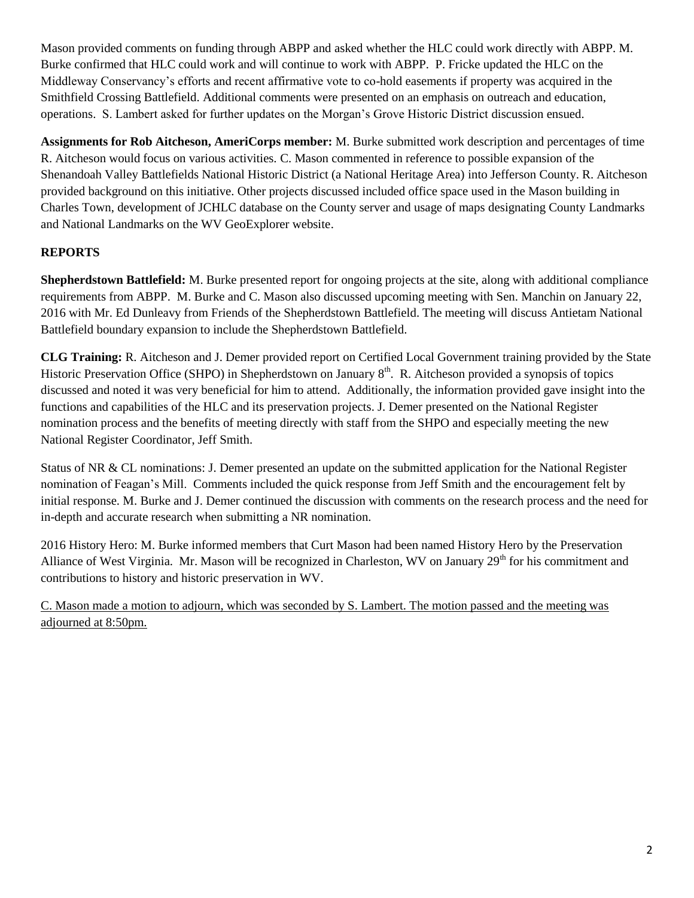Mason provided comments on funding through ABPP and asked whether the HLC could work directly with ABPP. M. Burke confirmed that HLC could work and will continue to work with ABPP. P. Fricke updated the HLC on the Middleway Conservancy's efforts and recent affirmative vote to co-hold easements if property was acquired in the Smithfield Crossing Battlefield. Additional comments were presented on an emphasis on outreach and education, operations. S. Lambert asked for further updates on the Morgan's Grove Historic District discussion ensued.

**Assignments for Rob Aitcheson, AmeriCorps member:** M. Burke submitted work description and percentages of time R. Aitcheson would focus on various activities. C. Mason commented in reference to possible expansion of the Shenandoah Valley Battlefields National Historic District (a National Heritage Area) into Jefferson County. R. Aitcheson provided background on this initiative. Other projects discussed included office space used in the Mason building in Charles Town, development of JCHLC database on the County server and usage of maps designating County Landmarks and National Landmarks on the WV GeoExplorer website.

## REPORTS

**Shepherdstown Battlefield:** M. Burke presented report for ongoing projects at the site, along with additional compliance requirements from ABPP. M. Burke and C. Mason also discussed upcoming meeting with Sen. Manchin on January 22, 2016 with Mr. Ed Dunleavy from Friends of the Shepherdstown Battlefield. The meeting will discuss Antietam National Battlefield boundary expansion to include the Shepherdstown Battlefield.

**CLG Training:** R. Aitcheson and J. Demer provided report on Certified Local Government training provided by the State Historic Preservation Office (SHPO) in Shepherdstown on January 8th. R. Aitcheson provided a synopsis of topics discussed and noted it was very beneficial for him to attend. Additionally, the information provided gave insight into the functions and capabilities of the HLC and its preservation projects. J. Demer presented on the National Register nomination process and the benefits of meeting directly with staff from the SHPO and especially meeting the new National Register Coordinator, Jeff Smith.

Status of NR & CL nominations: J. Demer presented an update on the submitted application for the National Register nomination of Feagan's Mill. Comments included the quick response from Jeff Smith and the encouragement felt by initial response. M. Burke and J. Demer continued the discussion with comments on the research process and the need for in-depth and accurate research when submitting a NR nomination.

2016 History Hero: M. Burke informed members that Curt Mason had been named History Hero by the Preservation Alliance of West Virginia. Mr. Mason will be recognized in Charleston, WV on January 29th for his commitment and contributions to history and historic preservation in WV.

C. Mason made a motion to adjourn, which was seconded by S. Lambert. The motion passed and the meeting was adjourned at 8:50pm.